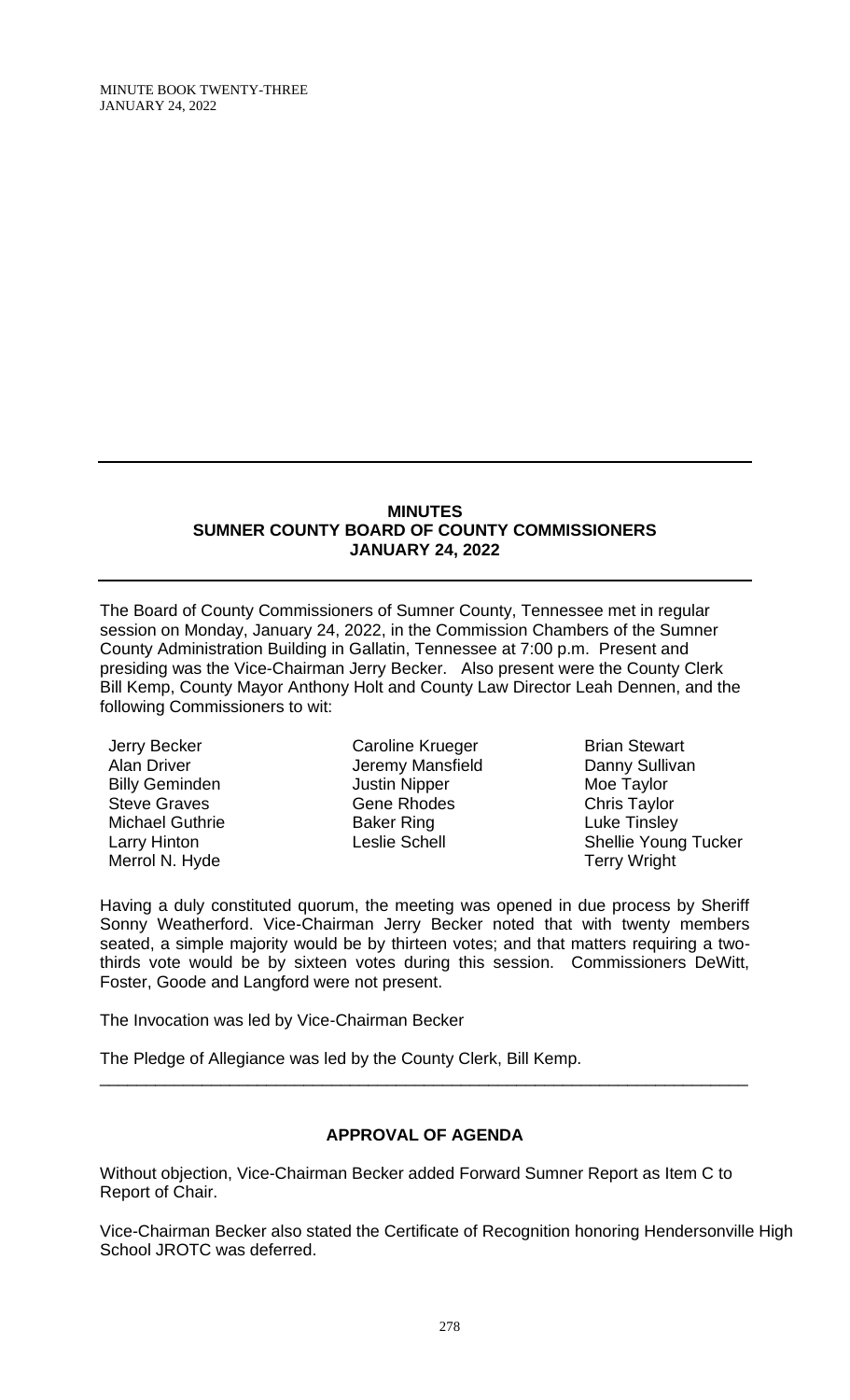## MINUTES
## SUMNER COUNTY BOARD OF COUNTY COMMISSIONERS
## JANUARY 24, 2022

The Board of County Commissioners of Sumner County, Tennessee met in regular session on Monday, January 24, 2022, in the Commission Chambers of the Sumner County Administration Building in Gallatin, Tennessee at 7:00 p.m. Present and presiding was the Vice-Chairman Jerry Becker. Also present were the County Clerk Bill Kemp, County Mayor Anthony Holt and County Law Director Leah Dennen, and the following Commissioners to wit:

| | | |
|---|---|---|
| Jerry Becker | Caroline Krueger | Brian Stewart |
| Alan Driver | Jeremy Mansfield | Danny Sullivan |
| Billy Geminden | Justin Nipper | Moe Taylor |
| Steve Graves | Gene Rhodes | Chris Taylor |
| Michael Guthrie | Baker Ring | Luke Tinsley |
| Larry Hinton | Leslie Schell | Shellie Young Tucker |
| Merrol N. Hyde | | Terry Wright |

Having a duly constituted quorum, the meeting was opened in due process by Sheriff Sonny Weatherford. Vice-Chairman Jerry Becker noted that with twenty members seated, a simple majority would be by thirteen votes; and that matters requiring a two-thirds vote would be by sixteen votes during this session. Commissioners DeWitt, Foster, Goode and Langford were not present.

The Invocation was led by Vice-Chairman Becker

The Pledge of Allegiance was led by the County Clerk, Bill Kemp.

---

### APPROVAL OF AGENDA

Without objection, Vice-Chairman Becker added Forward Sumner Report as Item C to Report of Chair.

Vice-Chairman Becker also stated the Certificate of Recognition honoring Hendersonville High School JROTC was deferred.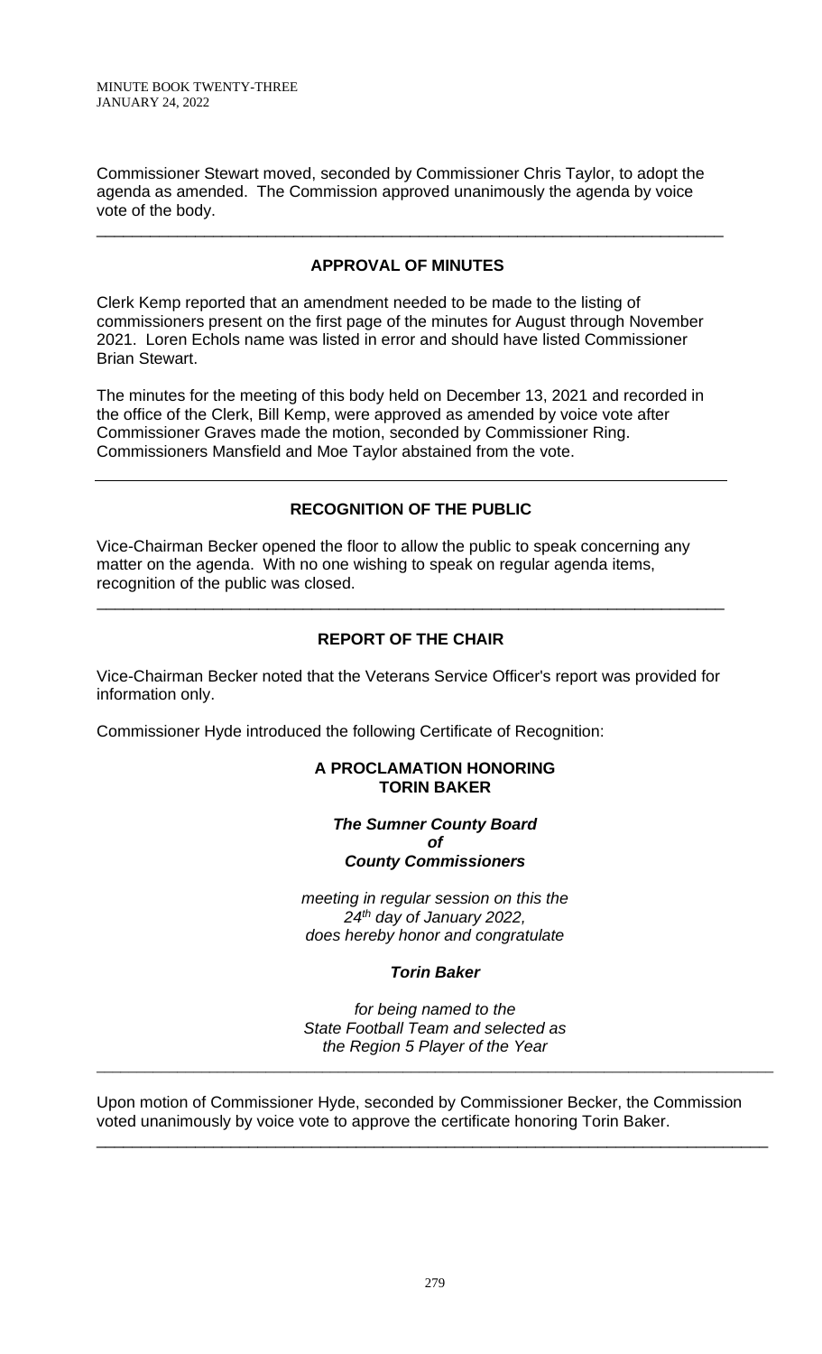Commissioner Stewart moved, seconded by Commissioner Chris Taylor, to adopt the agenda as amended. The Commission approved unanimously the agenda by voice vote of the body.

---

## APPROVAL OF MINUTES

Clerk Kemp reported that an amendment needed to be made to the listing of commissioners present on the first page of the minutes for August through November 2021. Loren Echols name was listed in error and should have listed Commissioner Brian Stewart.

The minutes for the meeting of this body held on December 13, 2021 and recorded in the office of the Clerk, Bill Kemp, were approved as amended by voice vote after Commissioner Graves made the motion, seconded by Commissioner Ring. Commissioners Mansfield and Moe Taylor abstained from the vote.

---

## RECOGNITION OF THE PUBLIC

Vice-Chairman Becker opened the floor to allow the public to speak concerning any matter on the agenda. With no one wishing to speak on regular agenda items, recognition of the public was closed.

---

## REPORT OF THE CHAIR

Vice-Chairman Becker noted that the Veterans Service Officer's report was provided for information only.

Commissioner Hyde introduced the following Certificate of Recognition:

**A PROCLAMATION HONORING**
**TORIN BAKER**

***The Sumner County Board***
***of***
***County Commissioners***

*meeting in regular session on this the*
*24th day of January 2022,*
*does hereby honor and congratulate*

***Torin Baker***

*for being named to the*
*State Football Team and selected as*
*the Region 5 Player of the Year*

---

Upon motion of Commissioner Hyde, seconded by Commissioner Becker, the Commission voted unanimously by voice vote to approve the certificate honoring Torin Baker.

---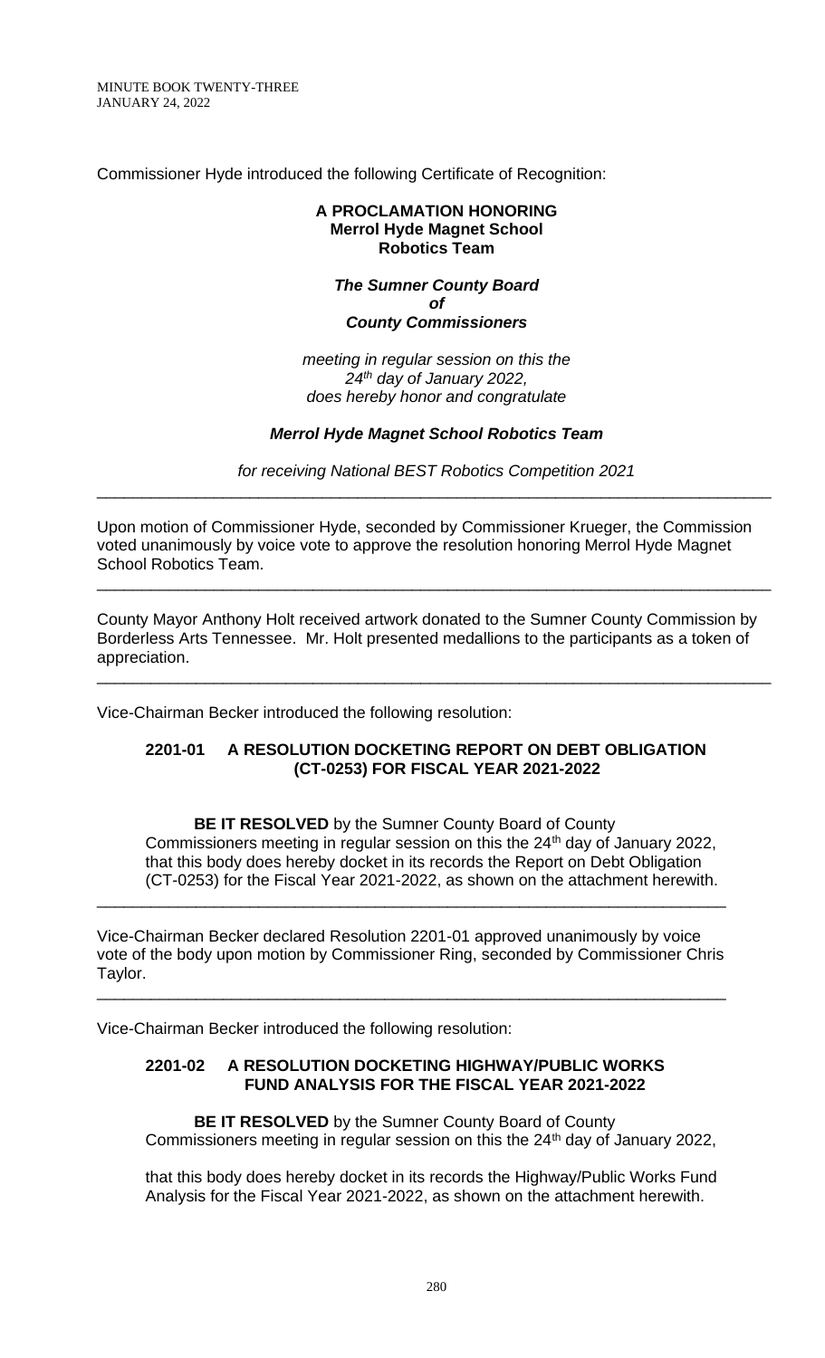Commissioner Hyde introduced the following Certificate of Recognition:

**A PROCLAMATION HONORING**
**Merrol Hyde Magnet School**
**Robotics Team**

***The Sumner County Board***
***of***
***County Commissioners***

*meeting in regular session on this the*
*24th day of January 2022,*
*does hereby honor and congratulate*

***Merrol Hyde Magnet School Robotics Team***

*for receiving National BEST Robotics Competition 2021*

---

Upon motion of Commissioner Hyde, seconded by Commissioner Krueger, the Commission voted unanimously by voice vote to approve the resolution honoring Merrol Hyde Magnet School Robotics Team.

---

County Mayor Anthony Holt received artwork donated to the Sumner County Commission by Borderless Arts Tennessee. Mr. Holt presented medallions to the participants as a token of appreciation.

---

Vice-Chairman Becker introduced the following resolution:

**2201-01 A RESOLUTION DOCKETING REPORT ON DEBT OBLIGATION (CT-0253) FOR FISCAL YEAR 2021-2022**

**BE IT RESOLVED** by the Sumner County Board of County Commissioners meeting in regular session on this the 24th day of January 2022, that this body does hereby docket in its records the Report on Debt Obligation (CT-0253) for the Fiscal Year 2021-2022, as shown on the attachment herewith.

---

Vice-Chairman Becker declared Resolution 2201-01 approved unanimously by voice vote of the body upon motion by Commissioner Ring, seconded by Commissioner Chris Taylor.

---

Vice-Chairman Becker introduced the following resolution:

**2201-02 A RESOLUTION DOCKETING HIGHWAY/PUBLIC WORKS FUND ANALYSIS FOR THE FISCAL YEAR 2021-2022**

**BE IT RESOLVED** by the Sumner County Board of County Commissioners meeting in regular session on this the 24th day of January 2022,

that this body does hereby docket in its records the Highway/Public Works Fund Analysis for the Fiscal Year 2021-2022, as shown on the attachment herewith.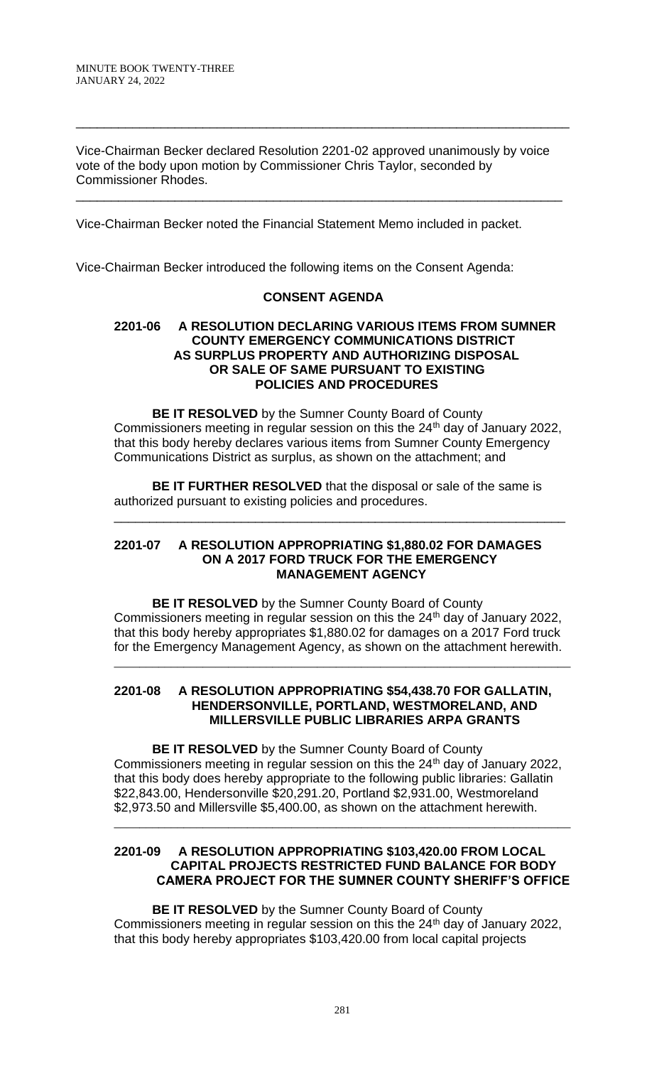---

Vice-Chairman Becker declared Resolution 2201-02 approved unanimously by voice vote of the body upon motion by Commissioner Chris Taylor, seconded by Commissioner Rhodes.

---

Vice-Chairman Becker noted the Financial Statement Memo included in packet.

Vice-Chairman Becker introduced the following items on the Consent Agenda:

## CONSENT AGENDA

### 2201-06 A RESOLUTION DECLARING VARIOUS ITEMS FROM SUMNER COUNTY EMERGENCY COMMUNICATIONS DISTRICT AS SURPLUS PROPERTY AND AUTHORIZING DISPOSAL OR SALE OF SAME PURSUANT TO EXISTING POLICIES AND PROCEDURES

**BE IT RESOLVED** by the Sumner County Board of County Commissioners meeting in regular session on this the 24th day of January 2022, that this body hereby declares various items from Sumner County Emergency Communications District as surplus, as shown on the attachment; and

**BE IT FURTHER RESOLVED** that the disposal or sale of the same is authorized pursuant to existing policies and procedures.

---

### 2201-07 A RESOLUTION APPROPRIATING $1,880.02 FOR DAMAGES ON A 2017 FORD TRUCK FOR THE EMERGENCY MANAGEMENT AGENCY

**BE IT RESOLVED** by the Sumner County Board of County Commissioners meeting in regular session on this the 24th day of January 2022, that this body hereby appropriates $1,880.02 for damages on a 2017 Ford truck for the Emergency Management Agency, as shown on the attachment herewith.

---

### 2201-08 A RESOLUTION APPROPRIATING $54,438.70 FOR GALLATIN, HENDERSONVILLE, PORTLAND, WESTMORELAND, AND MILLERSVILLE PUBLIC LIBRARIES ARPA GRANTS

**BE IT RESOLVED** by the Sumner County Board of County Commissioners meeting in regular session on this the 24th day of January 2022, that this body does hereby appropriate to the following public libraries: Gallatin $22,843.00, Hendersonville $20,291.20, Portland $2,931.00, Westmoreland $2,973.50 and Millersville $5,400.00, as shown on the attachment herewith.

---

### 2201-09 A RESOLUTION APPROPRIATING $103,420.00 FROM LOCAL CAPITAL PROJECTS RESTRICTED FUND BALANCE FOR BODY CAMERA PROJECT FOR THE SUMNER COUNTY SHERIFF'S OFFICE

**BE IT RESOLVED** by the Sumner County Board of County Commissioners meeting in regular session on this the 24th day of January 2022, that this body hereby appropriates $103,420.00 from local capital projects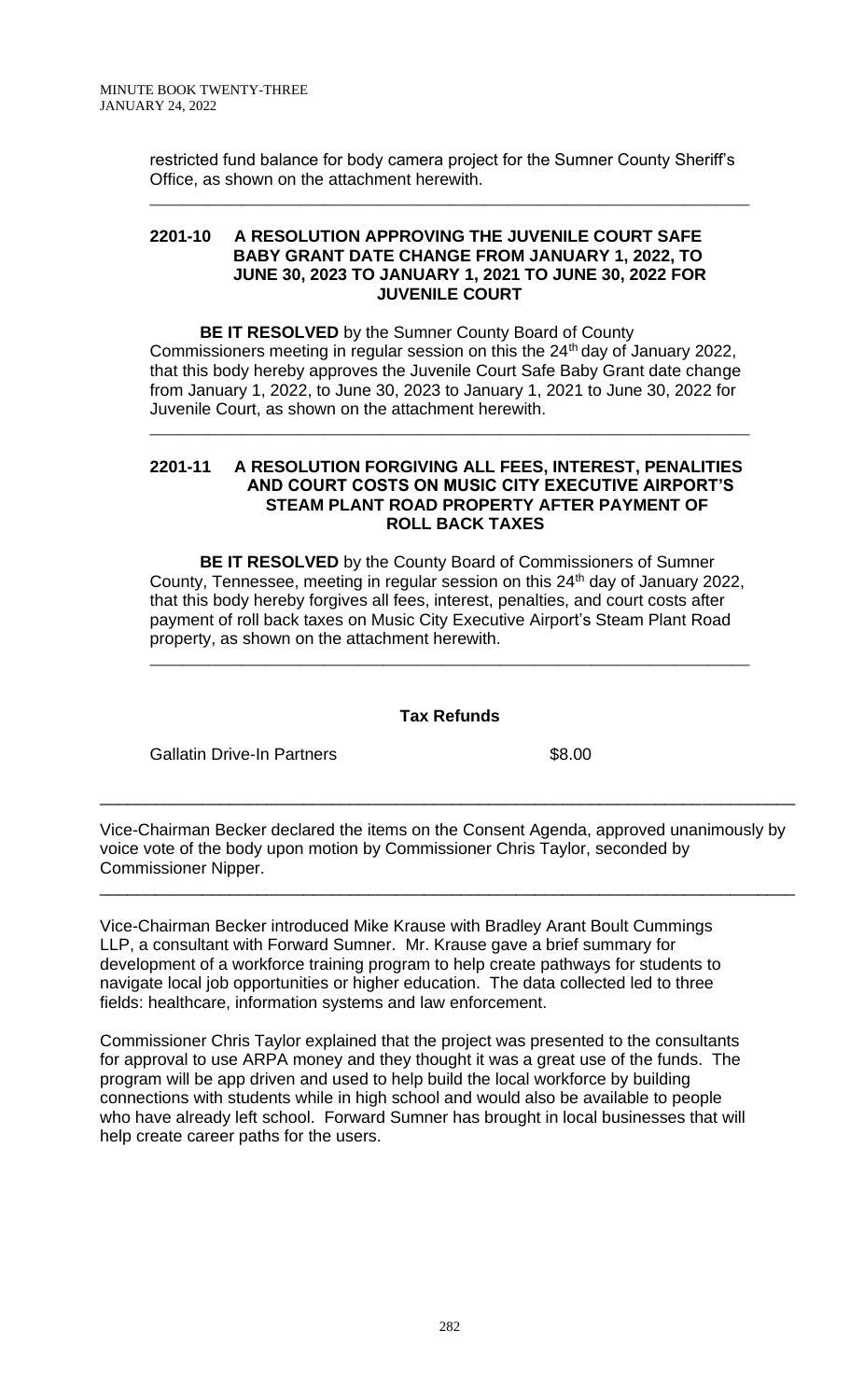restricted fund balance for body camera project for the Sumner County Sheriff's Office, as shown on the attachment herewith.

---

### 2201-10 A RESOLUTION APPROVING THE JUVENILE COURT SAFE BABY GRANT DATE CHANGE FROM JANUARY 1, 2022, TO JUNE 30, 2023 TO JANUARY 1, 2021 TO JUNE 30, 2022 FOR JUVENILE COURT

**BE IT RESOLVED** by the Sumner County Board of County Commissioners meeting in regular session on this the 24th day of January 2022, that this body hereby approves the Juvenile Court Safe Baby Grant date change from January 1, 2022, to June 30, 2023 to January 1, 2021 to June 30, 2022 for Juvenile Court, as shown on the attachment herewith.

---

### 2201-11 A RESOLUTION FORGIVING ALL FEES, INTEREST, PENALITIES AND COURT COSTS ON MUSIC CITY EXECUTIVE AIRPORT'S STEAM PLANT ROAD PROPERTY AFTER PAYMENT OF ROLL BACK TAXES

**BE IT RESOLVED** by the County Board of Commissioners of Sumner County, Tennessee, meeting in regular session on this 24th day of January 2022, that this body hereby forgives all fees, interest, penalties, and court costs after payment of roll back taxes on Music City Executive Airport's Steam Plant Road property, as shown on the attachment herewith.

---

**Tax Refunds**

Gallatin Drive-In Partners $8.00

---

Vice-Chairman Becker declared the items on the Consent Agenda, approved unanimously by voice vote of the body upon motion by Commissioner Chris Taylor, seconded by Commissioner Nipper.

---

Vice-Chairman Becker introduced Mike Krause with Bradley Arant Boult Cummings LLP, a consultant with Forward Sumner. Mr. Krause gave a brief summary for development of a workforce training program to help create pathways for students to navigate local job opportunities or higher education. The data collected led to three fields: healthcare, information systems and law enforcement.

Commissioner Chris Taylor explained that the project was presented to the consultants for approval to use ARPA money and they thought it was a great use of the funds. The program will be app driven and used to help build the local workforce by building connections with students while in high school and would also be available to people who have already left school. Forward Sumner has brought in local businesses that will help create career paths for the users.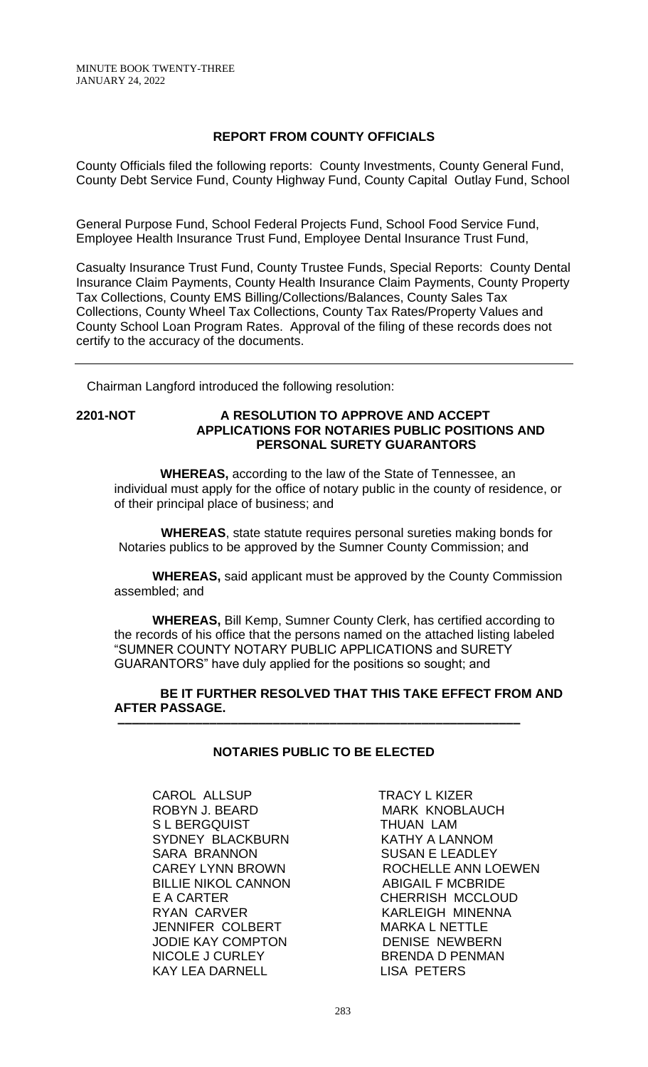## REPORT FROM COUNTY OFFICIALS

County Officials filed the following reports: County Investments, County General Fund, County Debt Service Fund, County Highway Fund, County Capital Outlay Fund, School

General Purpose Fund, School Federal Projects Fund, School Food Service Fund, Employee Health Insurance Trust Fund, Employee Dental Insurance Trust Fund,

Casualty Insurance Trust Fund, County Trustee Funds, Special Reports: County Dental Insurance Claim Payments, County Health Insurance Claim Payments, County Property Tax Collections, County EMS Billing/Collections/Balances, County Sales Tax Collections, County Wheel Tax Collections, County Tax Rates/Property Values and County School Loan Program Rates. Approval of the filing of these records does not certify to the accuracy of the documents.

---

Chairman Langford introduced the following resolution:

**2201-NOT** **A RESOLUTION TO APPROVE AND ACCEPT APPLICATIONS FOR NOTARIES PUBLIC POSITIONS AND PERSONAL SURETY GUARANTORS**

**WHEREAS,** according to the law of the State of Tennessee, an individual must apply for the office of notary public in the county of residence, or of their principal place of business; and

**WHEREAS**, state statute requires personal sureties making bonds for Notaries publics to be approved by the Sumner County Commission; and

**WHEREAS,** said applicant must be approved by the County Commission assembled; and

**WHEREAS,** Bill Kemp, Sumner County Clerk, has certified according to the records of his office that the persons named on the attached listing labeled "SUMNER COUNTY NOTARY PUBLIC APPLICATIONS and SURETY GUARANTORS" have duly applied for the positions so sought; and

**BE IT FURTHER RESOLVED THAT THIS TAKE EFFECT FROM AND AFTER PASSAGE.**

---

**NOTARIES PUBLIC TO BE ELECTED**

CAROL ALLSUP
ROBYN J. BEARD
S L BERGQUIST
SYDNEY BLACKBURN
SARA BRANNON
CAREY LYNN BROWN
BILLIE NIKOL CANNON
E A CARTER
RYAN CARVER
JENNIFER COLBERT
JODIE KAY COMPTON
NICOLE J CURLEY
KAY LEA DARNELL
TRACY L KIZER
MARK KNOBLAUCH
THUAN LAM
KATHY A LANNOM
SUSAN E LEADLEY
ROCHELLE ANN LOEWEN
ABIGAIL F MCBRIDE
CHERRISH MCCLOUD
KARLEIGH MINENNA
MARKA L NETTLE
DENISE NEWBERN
BRENDA D PENMAN
LISA PETERS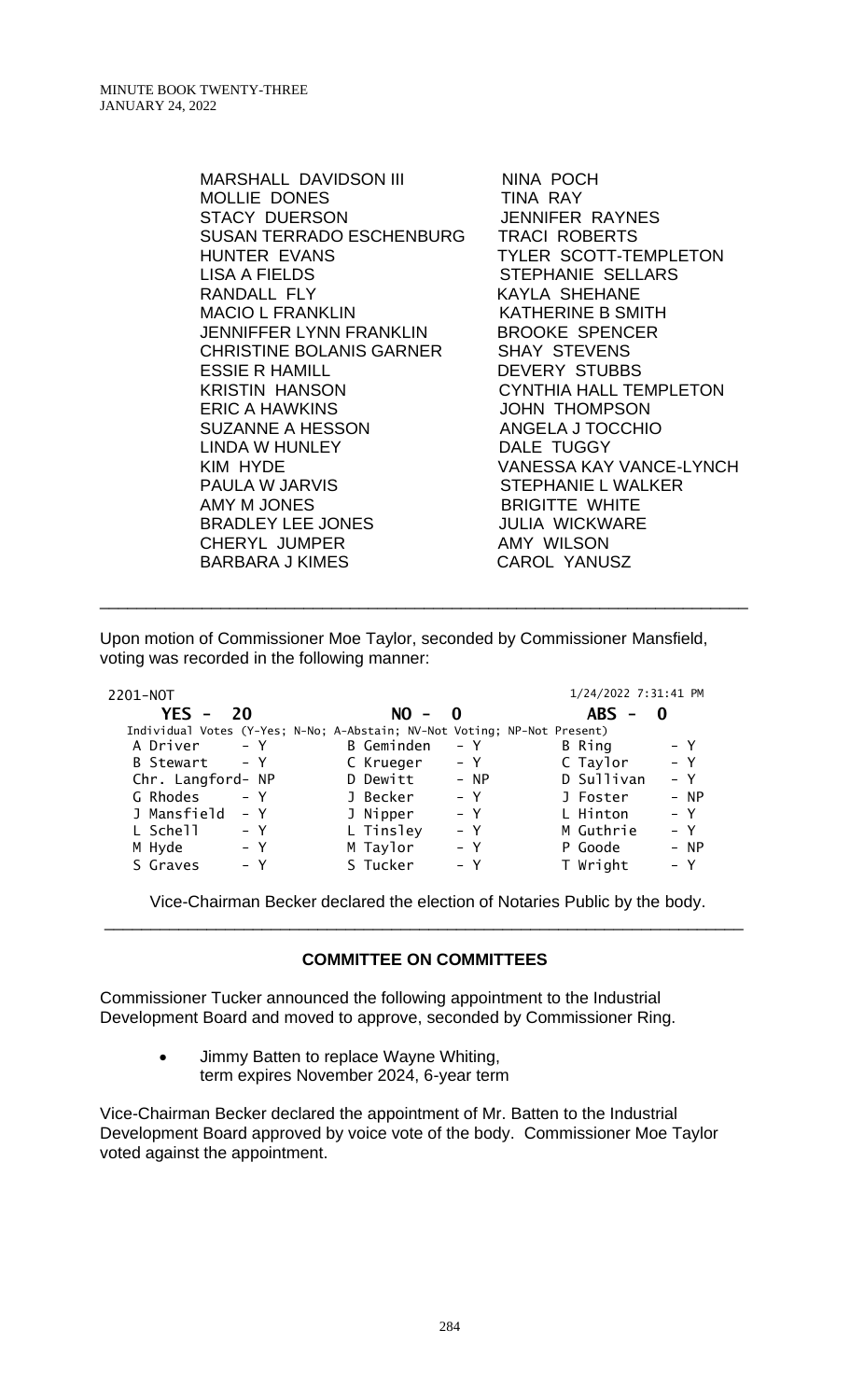MARSHALL DAVIDSON III
MOLLIE DONES
STACY DUERSON
SUSAN TERRADO ESCHENBURG
HUNTER EVANS
LISA A FIELDS
RANDALL FLY
MACIO L FRANKLIN
JENNIFFER LYNN FRANKLIN
CHRISTINE BOLANIS GARNER
ESSIE R HAMILL
KRISTIN HANSON
ERIC A HAWKINS
SUZANNE A HESSON
LINDA W HUNLEY
KIM HYDE
PAULA W JARVIS
AMY M JONES
BRADLEY LEE JONES
CHERYL JUMPER
BARBARA J KIMES
NINA POCH
TINA RAY
JENNIFER RAYNES
TRACI ROBERTS
TYLER SCOTT-TEMPLETON
STEPHANIE SELLARS
KAYLA SHEHANE
KATHERINE B SMITH
BROOKE SPENCER
SHAY STEVENS
DEVERY STUBBS
CYNTHIA HALL TEMPLETON
JOHN THOMPSON
ANGELA J TOCCHIO
DALE TUGGY
VANESSA KAY VANCE-LYNCH
STEPHANIE L WALKER
BRIGITTE WHITE
JULIA WICKWARE
AMY WILSON
CAROL YANUSZ

---

Upon motion of Commissioner Moe Taylor, seconded by Commissioner Mansfield, voting was recorded in the following manner:

2201-NOT 1/24/2022 7:31:41 PM

**YES - 20** **NO - 0** **ABS - 0**

Individual Votes (Y-Yes; N-No; A-Abstain; NV-Not Voting; NP-Not Present)

| | | | | | |
|---|---|---|---|---|---|
| A Driver | - Y | B Geminden | - Y | B Ring | - Y |
| B Stewart | - Y | C Krueger | - Y | C Taylor | - Y |
| Chr. Langford | - NP | D Dewitt | - NP | D Sullivan | - Y |
| G Rhodes | - Y | J Becker | - Y | J Foster | - NP |
| J Mansfield | - Y | J Nipper | - Y | L Hinton | - Y |
| L Schell | - Y | L Tinsley | - Y | M Guthrie | - Y |
| M Hyde | - Y | M Taylor | - Y | P Goode | - NP |
| S Graves | - Y | S Tucker | - Y | T Wright | - Y |

Vice-Chairman Becker declared the election of Notaries Public by the body.

---

**COMMITTEE ON COMMITTEES**

Commissioner Tucker announced the following appointment to the Industrial Development Board and moved to approve, seconded by Commissioner Ring.

- Jimmy Batten to replace Wayne Whiting,
  term expires November 2024, 6-year term

Vice-Chairman Becker declared the appointment of Mr. Batten to the Industrial Development Board approved by voice vote of the body. Commissioner Moe Taylor voted against the appointment.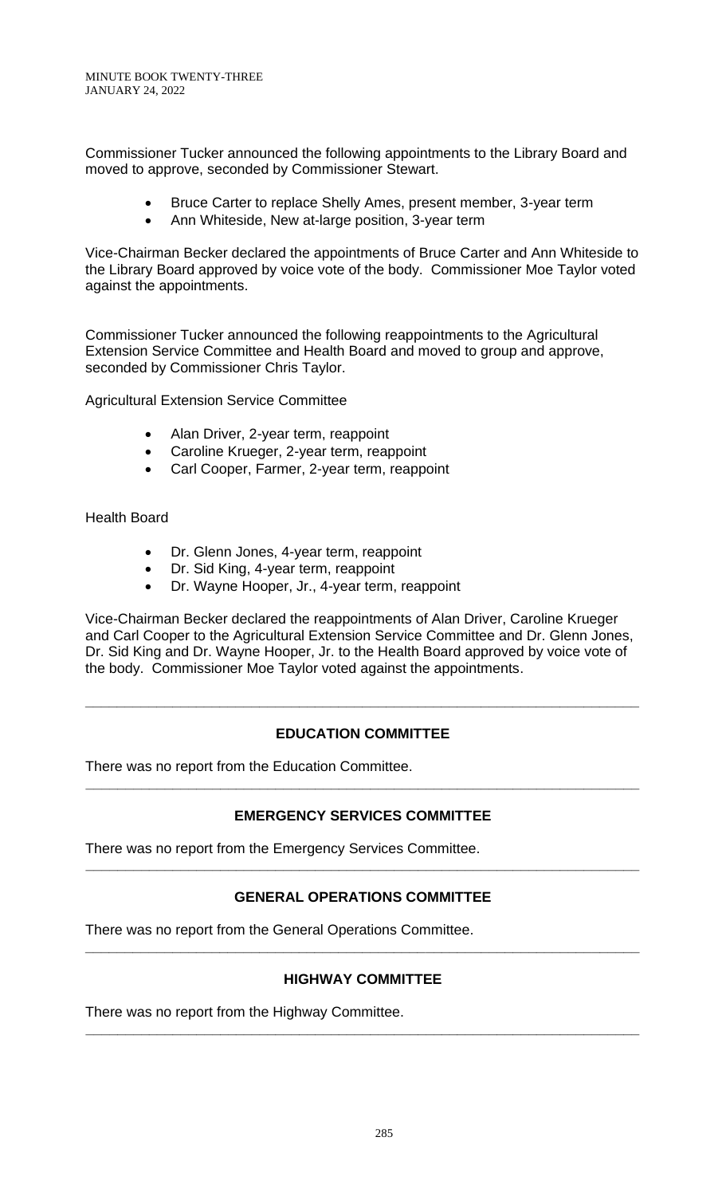Commissioner Tucker announced the following appointments to the Library Board and moved to approve, seconded by Commissioner Stewart.

- Bruce Carter to replace Shelly Ames, present member, 3-year term
- Ann Whiteside, New at-large position, 3-year term

Vice-Chairman Becker declared the appointments of Bruce Carter and Ann Whiteside to the Library Board approved by voice vote of the body. Commissioner Moe Taylor voted against the appointments.

Commissioner Tucker announced the following reappointments to the Agricultural Extension Service Committee and Health Board and moved to group and approve, seconded by Commissioner Chris Taylor.

Agricultural Extension Service Committee

- Alan Driver, 2-year term, reappoint
- Caroline Krueger, 2-year term, reappoint
- Carl Cooper, Farmer, 2-year term, reappoint

Health Board

- Dr. Glenn Jones, 4-year term, reappoint
- Dr. Sid King, 4-year term, reappoint
- Dr. Wayne Hooper, Jr., 4-year term, reappoint

Vice-Chairman Becker declared the reappointments of Alan Driver, Caroline Krueger and Carl Cooper to the Agricultural Extension Service Committee and Dr. Glenn Jones, Dr. Sid King and Dr. Wayne Hooper, Jr. to the Health Board approved by voice vote of the body. Commissioner Moe Taylor voted against the appointments.

---

## EDUCATION COMMITTEE

There was no report from the Education Committee.

---

## EMERGENCY SERVICES COMMITTEE

There was no report from the Emergency Services Committee.

---

## GENERAL OPERATIONS COMMITTEE

There was no report from the General Operations Committee.

---

## HIGHWAY COMMITTEE

There was no report from the Highway Committee.

---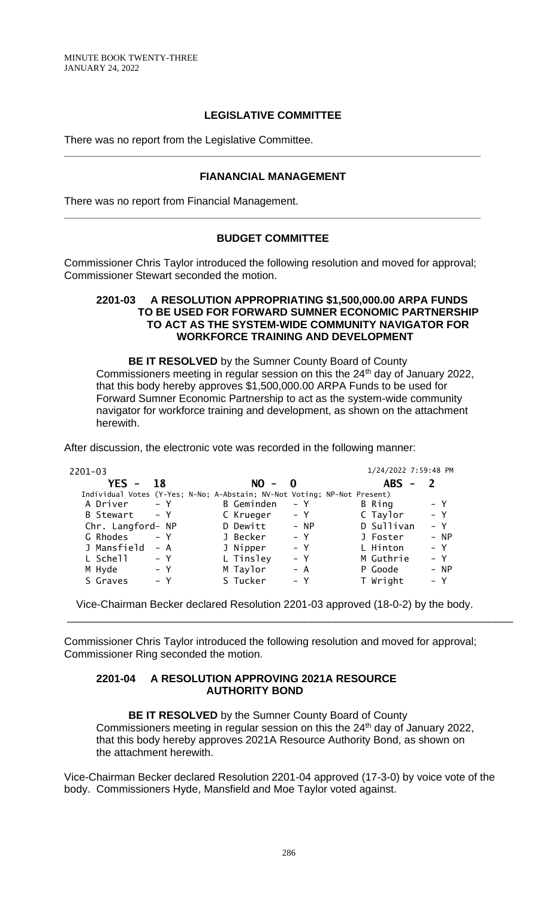### LEGISLATIVE COMMITTEE

There was no report from the Legislative Committee.

---

### FIANANCIAL MANAGEMENT

There was no report from Financial Management.

---

### BUDGET COMMITTEE

Commissioner Chris Taylor introduced the following resolution and moved for approval; Commissioner Stewart seconded the motion.

**2201-03 A RESOLUTION APPROPRIATING $1,500,000.00 ARPA FUNDS TO BE USED FOR FORWARD SUMNER ECONOMIC PARTNERSHIP TO ACT AS THE SYSTEM-WIDE COMMUNITY NAVIGATOR FOR WORKFORCE TRAINING AND DEVELOPMENT**

**BE IT RESOLVED** by the Sumner County Board of County Commissioners meeting in regular session on this the 24th day of January 2022, that this body hereby approves $1,500,000.00 ARPA Funds to be used for Forward Sumner Economic Partnership to act as the system-wide community navigator for workforce training and development, as shown on the attachment herewith.

After discussion, the electronic vote was recorded in the following manner:

2201-03 — 1/24/2022 7:59:48 PM

**YES - 18 &nbsp;&nbsp; NO - 0 &nbsp;&nbsp; ABS - 2**

Individual Votes (Y-Yes; N-No; A-Abstain; NV-Not Voting; NP-Not Present)

| | | | | | |
|---|---|---|---|---|---|
| A Driver | - Y | B Geminden | - Y | B Ring | - Y |
| B Stewart | - Y | C Krueger | - Y | C Taylor | - Y |
| Chr. Langford | - NP | D Dewitt | - NP | D Sullivan | - Y |
| G Rhodes | - Y | J Becker | - Y | J Foster | - NP |
| J Mansfield | - A | J Nipper | - Y | L Hinton | - Y |
| L Schell | - Y | L Tinsley | - Y | M Guthrie | - Y |
| M Hyde | - Y | M Taylor | - A | P Goode | - NP |
| S Graves | - Y | S Tucker | - Y | T Wright | - Y |

Vice-Chairman Becker declared Resolution 2201-03 approved (18-0-2) by the body.

---

Commissioner Chris Taylor introduced the following resolution and moved for approval; Commissioner Ring seconded the motion.

**2201-04 A RESOLUTION APPROVING 2021A RESOURCE AUTHORITY BOND**

**BE IT RESOLVED** by the Sumner County Board of County Commissioners meeting in regular session on this the 24th day of January 2022, that this body hereby approves 2021A Resource Authority Bond, as shown on the attachment herewith.

Vice-Chairman Becker declared Resolution 2201-04 approved (17-3-0) by voice vote of the body. Commissioners Hyde, Mansfield and Moe Taylor voted against.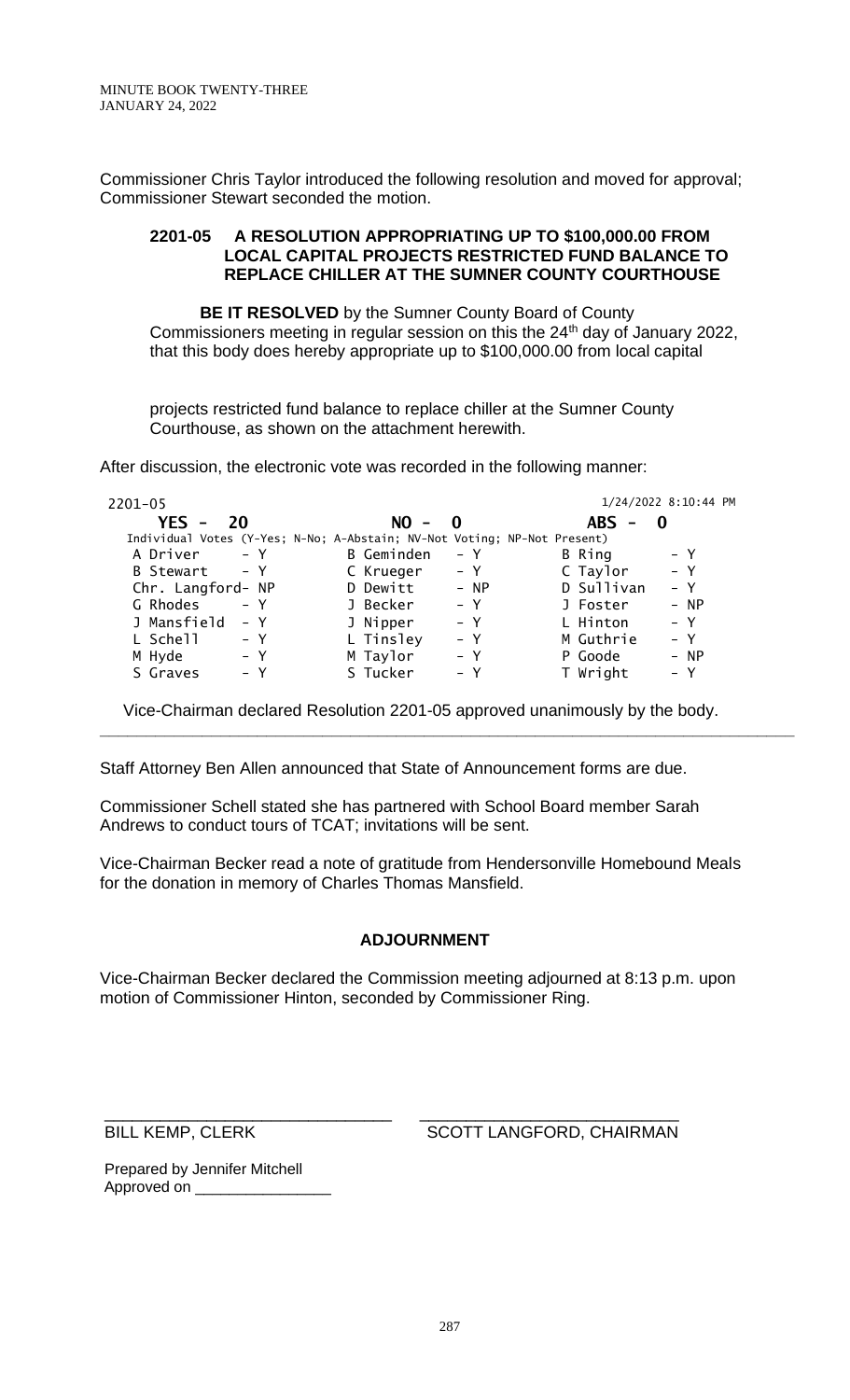Commissioner Chris Taylor introduced the following resolution and moved for approval; Commissioner Stewart seconded the motion.

**2201-05 A RESOLUTION APPROPRIATING UP TO $100,000.00 FROM LOCAL CAPITAL PROJECTS RESTRICTED FUND BALANCE TO REPLACE CHILLER AT THE SUMNER COUNTY COURTHOUSE**

**BE IT RESOLVED** by the Sumner County Board of County Commissioners meeting in regular session on this the 24th day of January 2022, that this body does hereby appropriate up to $100,000.00 from local capital projects restricted fund balance to replace chiller at the Sumner County Courthouse, as shown on the attachment herewith.

After discussion, the electronic vote was recorded in the following manner:

2201-05 1/24/2022 8:10:44 PM

**YES - 20** **NO - 0** **ABS - 0**

Individual Votes (Y-Yes; N-No; A-Abstain; NV-Not Voting; NP-Not Present)

| | | | | | |
|---|---|---|---|---|---|
| A Driver | - Y | B Geminden | - Y | B Ring | - Y |
| B Stewart | - Y | C Krueger | - Y | C Taylor | - Y |
| Chr. Langford | - NP | D Dewitt | - NP | D Sullivan | - Y |
| G Rhodes | - Y | J Becker | - Y | J Foster | - NP |
| J Mansfield | - Y | J Nipper | - Y | L Hinton | - Y |
| L Schell | - Y | L Tinsley | - Y | M Guthrie | - Y |
| M Hyde | - Y | M Taylor | - Y | P Goode | - NP |
| S Graves | - Y | S Tucker | - Y | T Wright | - Y |

Vice-Chairman declared Resolution 2201-05 approved unanimously by the body.

---

Staff Attorney Ben Allen announced that State of Announcement forms are due.

Commissioner Schell stated she has partnered with School Board member Sarah Andrews to conduct tours of TCAT; invitations will be sent.

Vice-Chairman Becker read a note of gratitude from Hendersonville Homebound Meals for the donation in memory of Charles Thomas Mansfield.

## ADJOURNMENT

Vice-Chairman Becker declared the Commission meeting adjourned at 8:13 p.m. upon motion of Commissioner Hinton, seconded by Commissioner Ring.

\_\_\_\_\_\_\_\_\_\_\_\_\_\_\_\_\_\_\_\_\_\_\_\_\_\_\_\_\_\_\_ \_\_\_\_\_\_\_\_\_\_\_\_\_\_\_\_\_\_\_\_\_\_\_\_\_\_\_\_\_\_\_

BILL KEMP, CLERK SCOTT LANGFORD, CHAIRMAN

Prepared by Jennifer Mitchell
Approved on \_\_\_\_\_\_\_\_\_\_\_\_\_\_\_\_